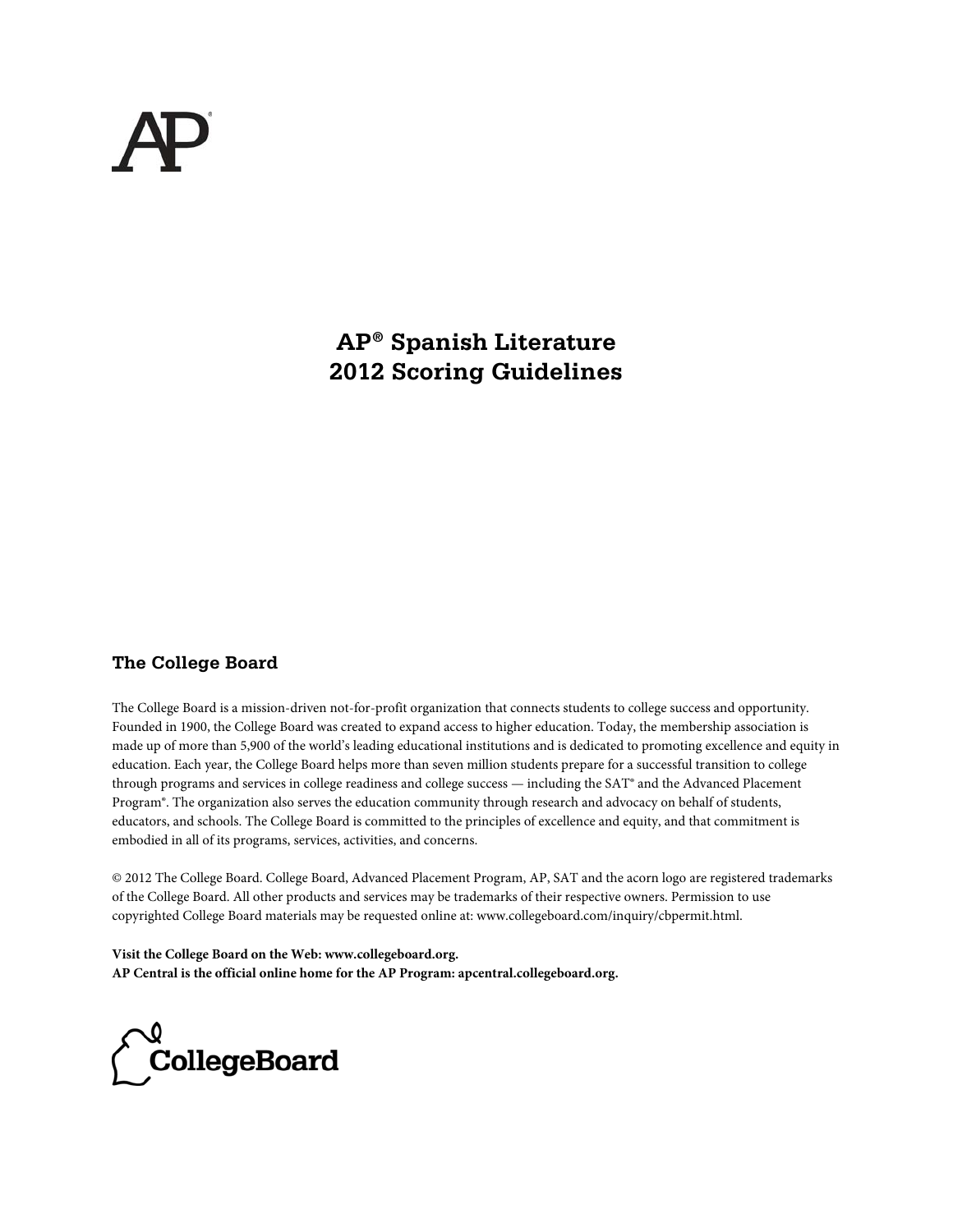# AP® Spanish Literature 2012 Scoring Guidelines

## The College Board

The College Board is a mission-driven not-for-profit organization that connects students to college success and opportunity. Founded in 1900, the College Board was created to expand access to higher education. Today, the membership association is made up of more than 5,900 of the world's leading educational institutions and is dedicated to promoting excellence and equity in education. Each year, the College Board helps more than seven million students prepare for a successful transition to college through programs and services in college readiness and college success — including the SAT® and the Advanced Placement Program®. The organization also serves the education community through research and advocacy on behalf of students, educators, and schools. The College Board is committed to the principles of excellence and equity, and that commitment is embodied in all of its programs, services, activities, and concerns.

© 2012 The College Board. College Board, Advanced Placement Program, AP, SAT and the acorn logo are registered trademarks of the College Board. All other products and services may be trademarks of their respective owners. Permission to use copyrighted College Board materials may be requested online at: www.collegeboard.com/inquiry/cbpermit.html.

**Visit the College Board on the Web: www.collegeboard.org.**
**AP Central is the official online home for the AP Program: apcentral.collegeboard.org.**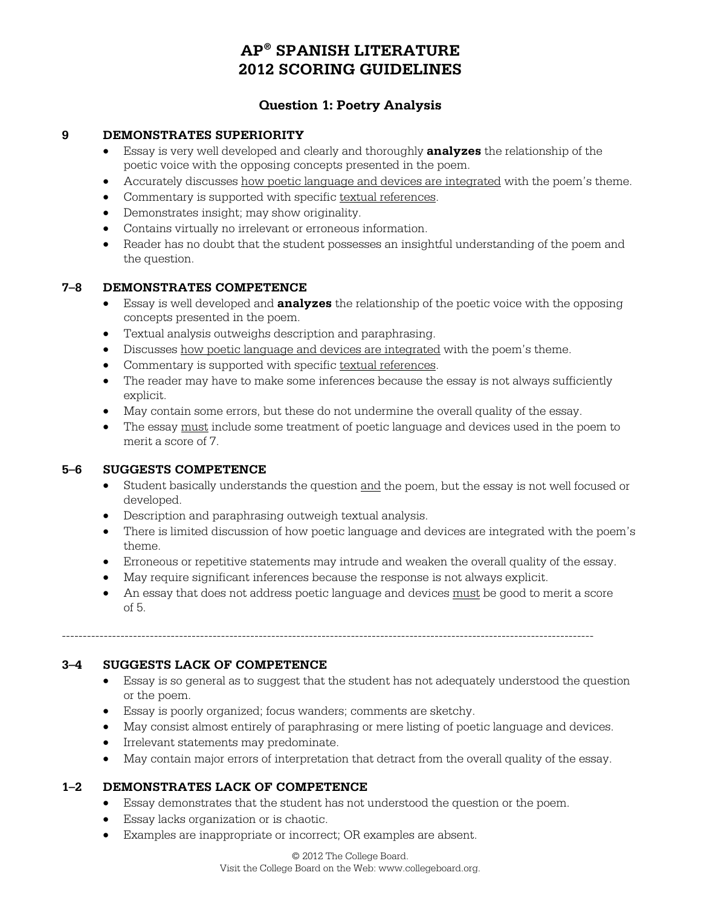# AP® SPANISH LITERATURE 2012 SCORING GUIDELINES

## Question 1: Poetry Analysis

### 9 DEMONSTRATES SUPERIORITY

- Essay is very well developed and clearly and thoroughly **analyzes** the relationship of the poetic voice with the opposing concepts presented in the poem.
- Accurately discusses <u>how poetic language and devices are integrated</u> with the poem's theme.
- Commentary is supported with specific <u>textual references</u>.
- Demonstrates insight; may show originality.
- Contains virtually no irrelevant or erroneous information.
- Reader has no doubt that the student possesses an insightful understanding of the poem and the question.

### 7–8 DEMONSTRATES COMPETENCE

- Essay is well developed and **analyzes** the relationship of the poetic voice with the opposing concepts presented in the poem.
- Textual analysis outweighs description and paraphrasing.
- Discusses <u>how poetic language and devices are integrated</u> with the poem's theme.
- Commentary is supported with specific <u>textual references</u>.
- The reader may have to make some inferences because the essay is not always sufficiently explicit.
- May contain some errors, but these do not undermine the overall quality of the essay.
- The essay <u>must</u> include some treatment of poetic language and devices used in the poem to merit a score of 7.

### 5–6 SUGGESTS COMPETENCE

- Student basically understands the question <u>and</u> the poem, but the essay is not well focused or developed.
- Description and paraphrasing outweigh textual analysis.
- There is limited discussion of how poetic language and devices are integrated with the poem's theme.
- Erroneous or repetitive statements may intrude and weaken the overall quality of the essay.
- May require significant inferences because the response is not always explicit.
- An essay that does not address poetic language and devices <u>must</u> be good to merit a score of 5.

---

### 3–4 SUGGESTS LACK OF COMPETENCE

- Essay is so general as to suggest that the student has not adequately understood the question or the poem.
- Essay is poorly organized; focus wanders; comments are sketchy.
- May consist almost entirely of paraphrasing or mere listing of poetic language and devices.
- Irrelevant statements may predominate.
- May contain major errors of interpretation that detract from the overall quality of the essay.

### 1–2 DEMONSTRATES LACK OF COMPETENCE

- Essay demonstrates that the student has not understood the question or the poem.
- Essay lacks organization or is chaotic.
- Examples are inappropriate or incorrect; OR examples are absent.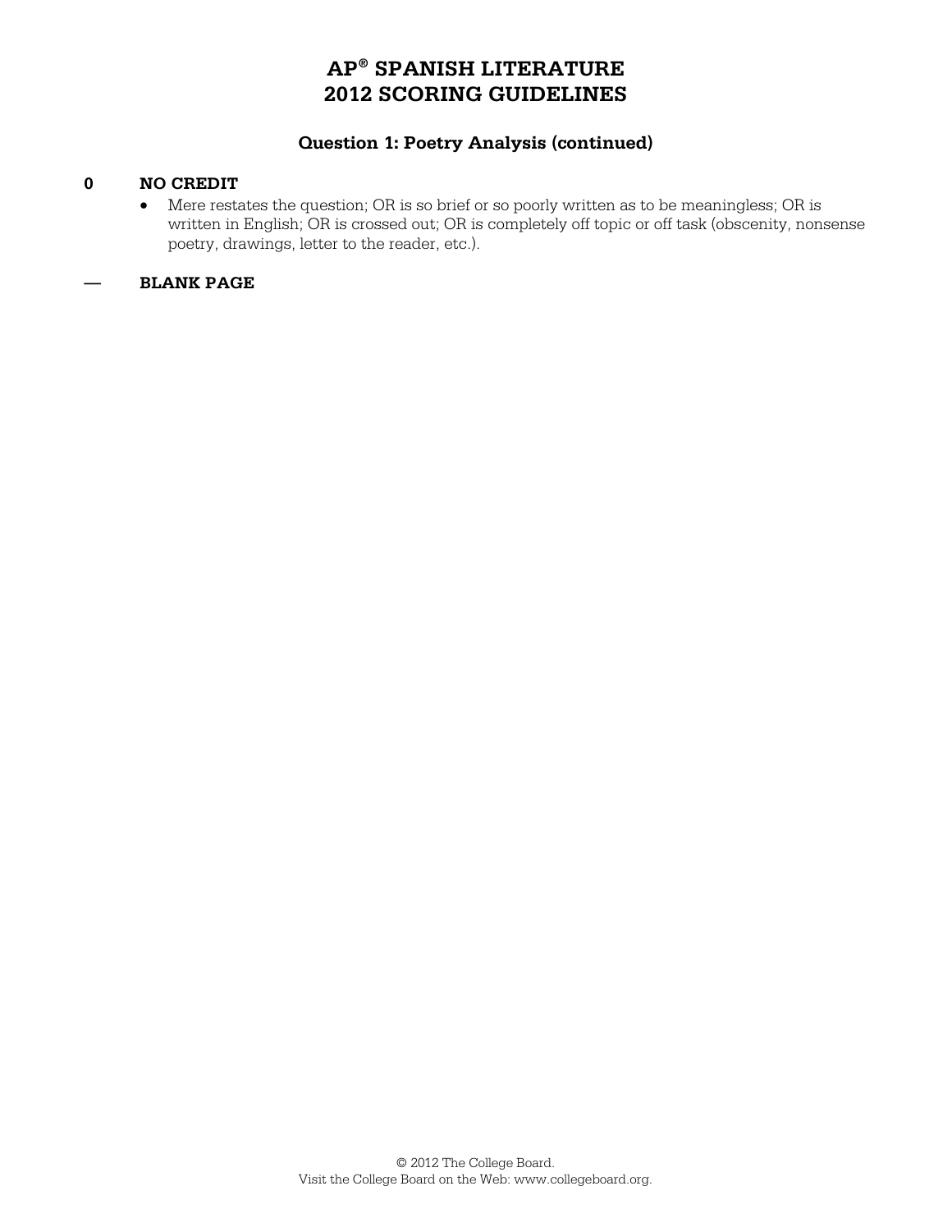# AP® SPANISH LITERATURE
# 2012 SCORING GUIDELINES

### Question 1: Poetry Analysis (continued)

**0 NO CREDIT**

- Mere restates the question; OR is so brief or so poorly written as to be meaningless; OR is written in English; OR is crossed out; OR is completely off topic or off task (obscenity, nonsense poetry, drawings, letter to the reader, etc.).

**— BLANK PAGE**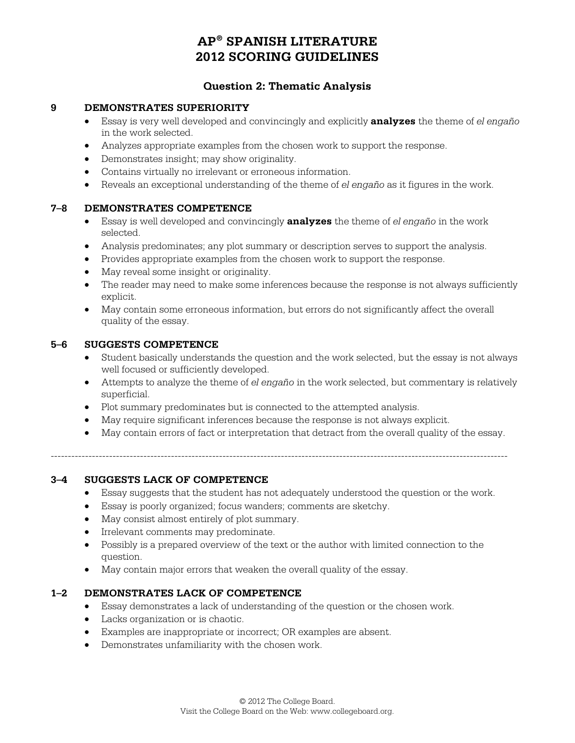# AP® SPANISH LITERATURE 2012 SCORING GUIDELINES

## Question 2: Thematic Analysis

### 9 DEMONSTRATES SUPERIORITY

- Essay is very well developed and convincingly and explicitly **analyzes** the theme of *el engaño* in the work selected.
- Analyzes appropriate examples from the chosen work to support the response.
- Demonstrates insight; may show originality.
- Contains virtually no irrelevant or erroneous information.
- Reveals an exceptional understanding of the theme of *el engaño* as it figures in the work.

### 7–8 DEMONSTRATES COMPETENCE

- Essay is well developed and convincingly **analyzes** the theme of *el engaño* in the work selected.
- Analysis predominates; any plot summary or description serves to support the analysis.
- Provides appropriate examples from the chosen work to support the response.
- May reveal some insight or originality.
- The reader may need to make some inferences because the response is not always sufficiently explicit.
- May contain some erroneous information, but errors do not significantly affect the overall quality of the essay.

### 5–6 SUGGESTS COMPETENCE

- Student basically understands the question and the work selected, but the essay is not always well focused or sufficiently developed.
- Attempts to analyze the theme of *el engaño* in the work selected, but commentary is relatively superficial.
- Plot summary predominates but is connected to the attempted analysis.
- May require significant inferences because the response is not always explicit.
- May contain errors of fact or interpretation that detract from the overall quality of the essay.

---

### 3–4 SUGGESTS LACK OF COMPETENCE

- Essay suggests that the student has not adequately understood the question or the work.
- Essay is poorly organized; focus wanders; comments are sketchy.
- May consist almost entirely of plot summary.
- Irrelevant comments may predominate.
- Possibly is a prepared overview of the text or the author with limited connection to the question.
- May contain major errors that weaken the overall quality of the essay.

### 1–2 DEMONSTRATES LACK OF COMPETENCE

- Essay demonstrates a lack of understanding of the question or the chosen work.
- Lacks organization or is chaotic.
- Examples are inappropriate or incorrect; OR examples are absent.
- Demonstrates unfamiliarity with the chosen work.

© 2012 The College Board.
Visit the College Board on the Web: www.collegeboard.org.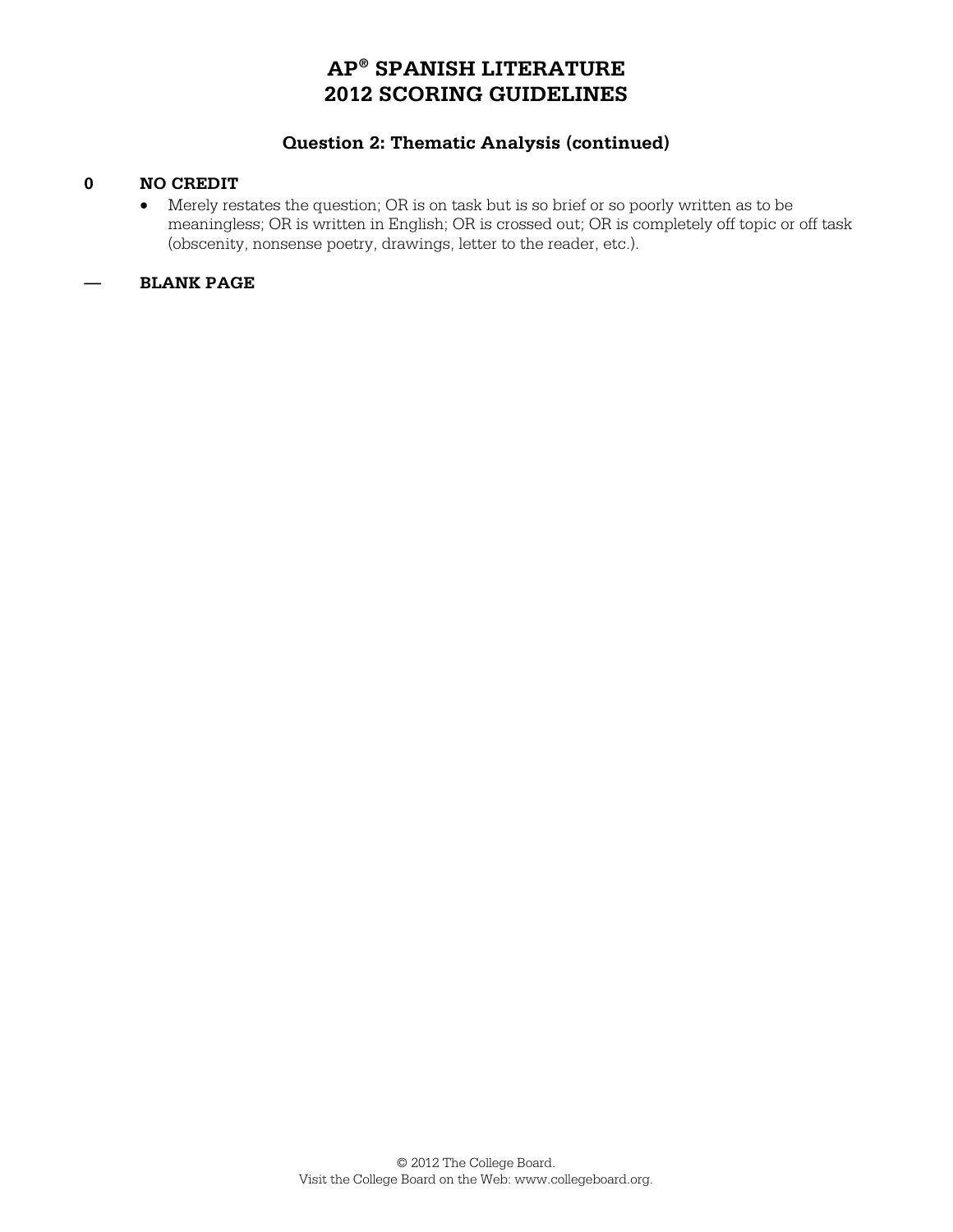# AP® SPANISH LITERATURE
# 2012 SCORING GUIDELINES

## Question 2: Thematic Analysis (continued)

**0 NO CREDIT**

- Merely restates the question; OR is on task but is so brief or so poorly written as to be meaningless; OR is written in English; OR is crossed out; OR is completely off topic or off task (obscenity, nonsense poetry, drawings, letter to the reader, etc.).

**— BLANK PAGE**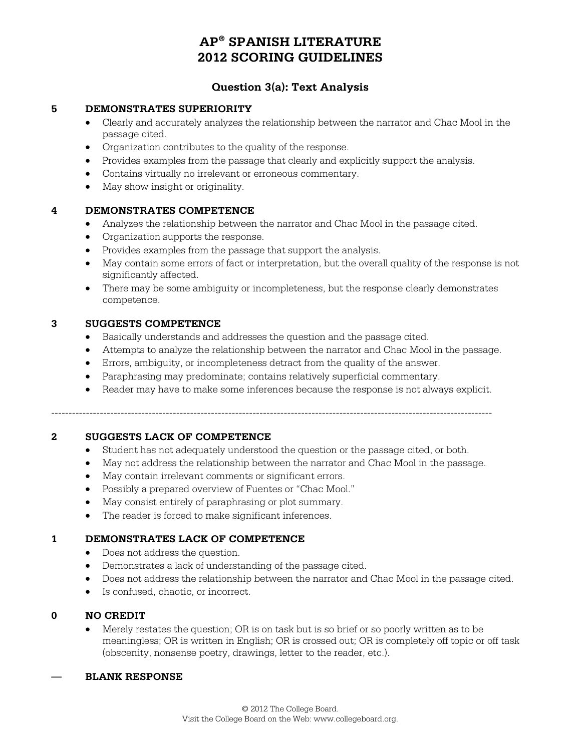# AP® SPANISH LITERATURE
# 2012 SCORING GUIDELINES

## Question 3(a): Text Analysis

### 5 DEMONSTRATES SUPERIORITY

- Clearly and accurately analyzes the relationship between the narrator and Chac Mool in the passage cited.
- Organization contributes to the quality of the response.
- Provides examples from the passage that clearly and explicitly support the analysis.
- Contains virtually no irrelevant or erroneous commentary.
- May show insight or originality.

### 4 DEMONSTRATES COMPETENCE

- Analyzes the relationship between the narrator and Chac Mool in the passage cited.
- Organization supports the response.
- Provides examples from the passage that support the analysis.
- May contain some errors of fact or interpretation, but the overall quality of the response is not significantly affected.
- There may be some ambiguity or incompleteness, but the response clearly demonstrates competence.

### 3 SUGGESTS COMPETENCE

- Basically understands and addresses the question and the passage cited.
- Attempts to analyze the relationship between the narrator and Chac Mool in the passage.
- Errors, ambiguity, or incompleteness detract from the quality of the answer.
- Paraphrasing may predominate; contains relatively superficial commentary.
- Reader may have to make some inferences because the response is not always explicit.

---

### 2 SUGGESTS LACK OF COMPETENCE

- Student has not adequately understood the question or the passage cited, or both.
- May not address the relationship between the narrator and Chac Mool in the passage.
- May contain irrelevant comments or significant errors.
- Possibly a prepared overview of Fuentes or "Chac Mool."
- May consist entirely of paraphrasing or plot summary.
- The reader is forced to make significant inferences.

### 1 DEMONSTRATES LACK OF COMPETENCE

- Does not address the question.
- Demonstrates a lack of understanding of the passage cited.
- Does not address the relationship between the narrator and Chac Mool in the passage cited.
- Is confused, chaotic, or incorrect.

### 0 NO CREDIT

- Merely restates the question; OR is on task but is so brief or so poorly written as to be meaningless; OR is written in English; OR is crossed out; OR is completely off topic or off task (obscenity, nonsense poetry, drawings, letter to the reader, etc.).

### — BLANK RESPONSE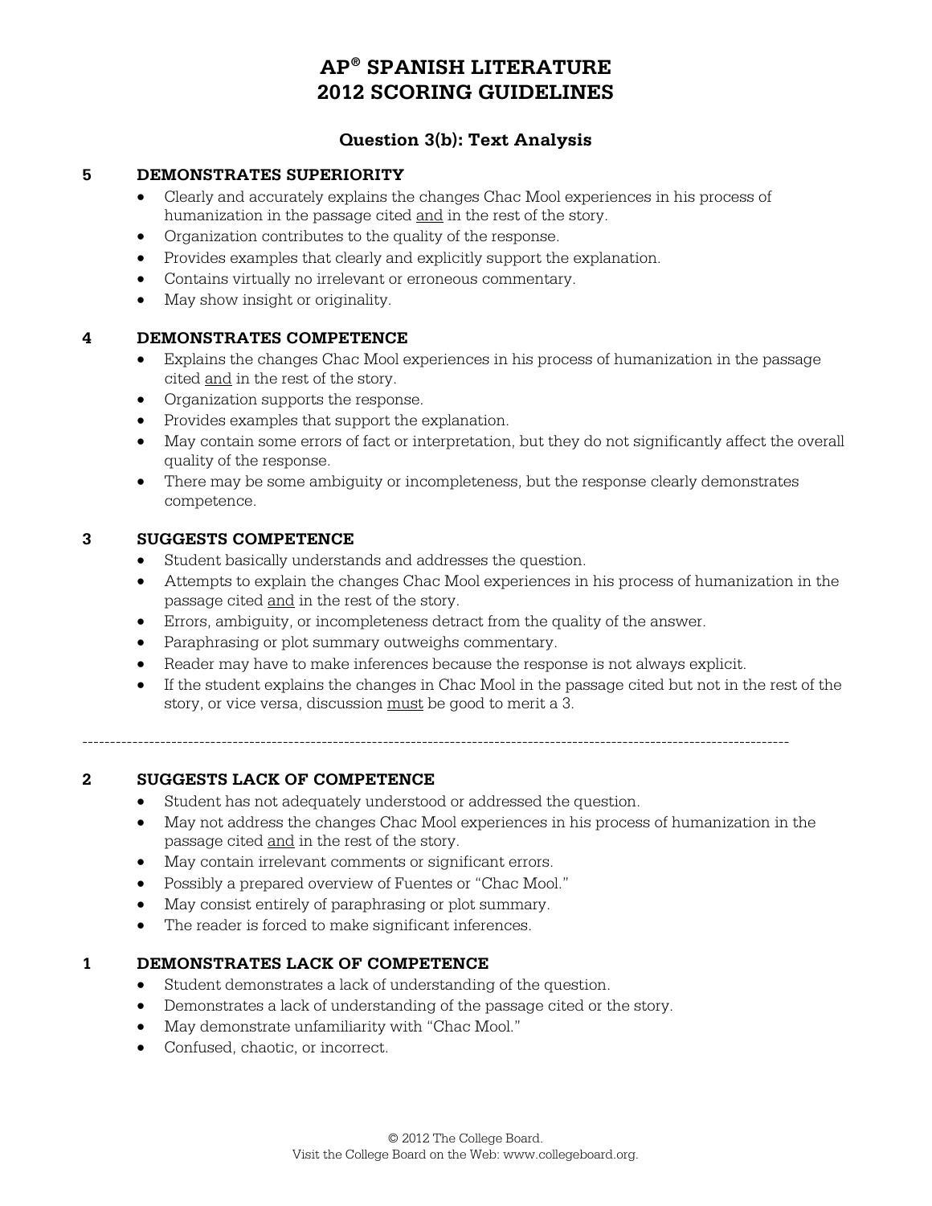# AP® SPANISH LITERATURE
# 2012 SCORING GUIDELINES

## Question 3(b): Text Analysis

### 5 DEMONSTRATES SUPERIORITY

- Clearly and accurately explains the changes Chac Mool experiences in his process of humanization in the passage cited and in the rest of the story.
- Organization contributes to the quality of the response.
- Provides examples that clearly and explicitly support the explanation.
- Contains virtually no irrelevant or erroneous commentary.
- May show insight or originality.

### 4 DEMONSTRATES COMPETENCE

- Explains the changes Chac Mool experiences in his process of humanization in the passage cited and in the rest of the story.
- Organization supports the response.
- Provides examples that support the explanation.
- May contain some errors of fact or interpretation, but they do not significantly affect the overall quality of the response.
- There may be some ambiguity or incompleteness, but the response clearly demonstrates competence.

### 3 SUGGESTS COMPETENCE

- Student basically understands and addresses the question.
- Attempts to explain the changes Chac Mool experiences in his process of humanization in the passage cited and in the rest of the story.
- Errors, ambiguity, or incompleteness detract from the quality of the answer.
- Paraphrasing or plot summary outweighs commentary.
- Reader may have to make inferences because the response is not always explicit.
- If the student explains the changes in Chac Mool in the passage cited but not in the rest of the story, or vice versa, discussion must be good to merit a 3.

---

### 2 SUGGESTS LACK OF COMPETENCE

- Student has not adequately understood or addressed the question.
- May not address the changes Chac Mool experiences in his process of humanization in the passage cited and in the rest of the story.
- May contain irrelevant comments or significant errors.
- Possibly a prepared overview of Fuentes or "Chac Mool."
- May consist entirely of paraphrasing or plot summary.
- The reader is forced to make significant inferences.

### 1 DEMONSTRATES LACK OF COMPETENCE

- Student demonstrates a lack of understanding of the question.
- Demonstrates a lack of understanding of the passage cited or the story.
- May demonstrate unfamiliarity with "Chac Mool."
- Confused, chaotic, or incorrect.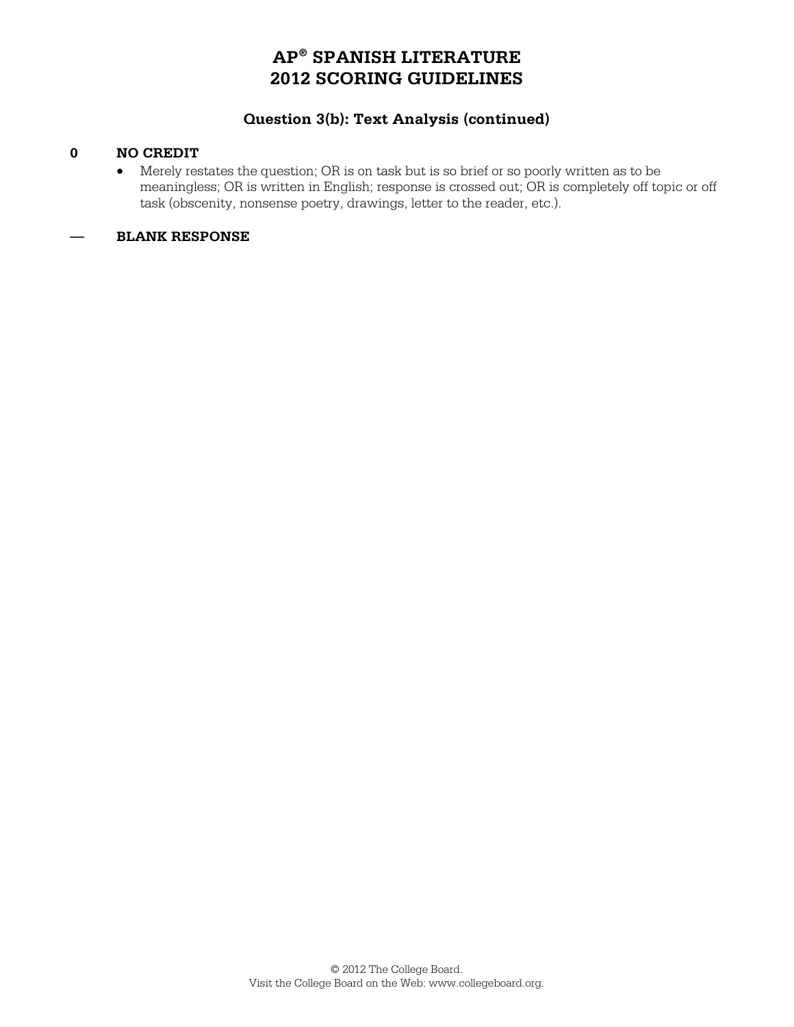# AP® SPANISH LITERATURE 2012 SCORING GUIDELINES

## Question 3(b): Text Analysis (continued)

**0 NO CREDIT**

- Merely restates the question; OR is on task but is so brief or so poorly written as to be meaningless; OR is written in English; response is crossed out; OR is completely off topic or off task (obscenity, nonsense poetry, drawings, letter to the reader, etc.).

**— BLANK RESPONSE**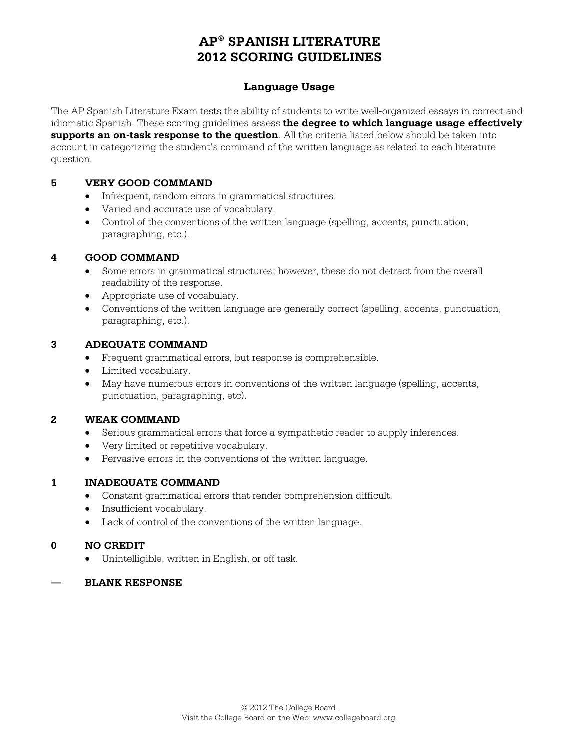# AP® SPANISH LITERATURE
# 2012 SCORING GUIDELINES

## Language Usage

The AP Spanish Literature Exam tests the ability of students to write well-organized essays in correct and idiomatic Spanish. These scoring guidelines assess **the degree to which language usage effectively supports an on-task response to the question**. All the criteria listed below should be taken into account in categorizing the student's command of the written language as related to each literature question.

### 5 VERY GOOD COMMAND

- Infrequent, random errors in grammatical structures.
- Varied and accurate use of vocabulary.
- Control of the conventions of the written language (spelling, accents, punctuation, paragraphing, etc.).

### 4 GOOD COMMAND

- Some errors in grammatical structures; however, these do not detract from the overall readability of the response.
- Appropriate use of vocabulary.
- Conventions of the written language are generally correct (spelling, accents, punctuation, paragraphing, etc.).

### 3 ADEQUATE COMMAND

- Frequent grammatical errors, but response is comprehensible.
- Limited vocabulary.
- May have numerous errors in conventions of the written language (spelling, accents, punctuation, paragraphing, etc).

### 2 WEAK COMMAND

- Serious grammatical errors that force a sympathetic reader to supply inferences.
- Very limited or repetitive vocabulary.
- Pervasive errors in the conventions of the written language.

### 1 INADEQUATE COMMAND

- Constant grammatical errors that render comprehension difficult.
- Insufficient vocabulary.
- Lack of control of the conventions of the written language.

### 0 NO CREDIT

- Unintelligible, written in English, or off task.

### — BLANK RESPONSE

© 2012 The College Board.
Visit the College Board on the Web: www.collegeboard.org.